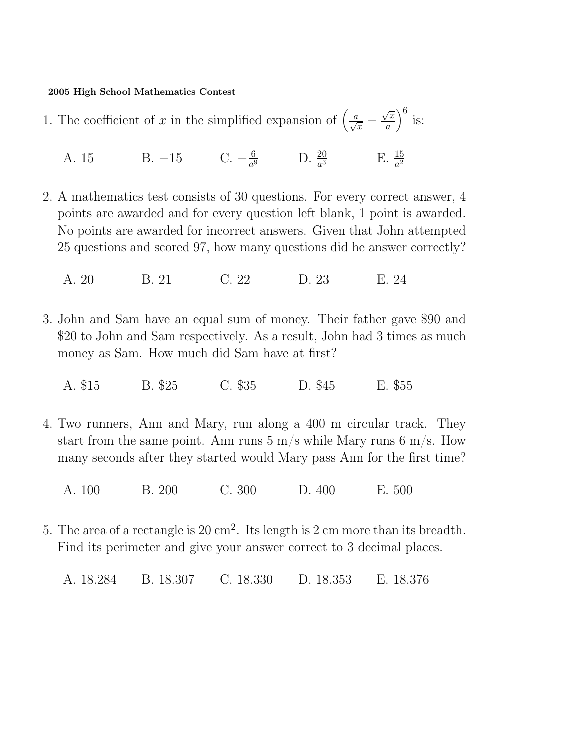**2005 High School Mathematics Contest**

1. The coefficient of $x$ in the simplified expansion of $\left(\frac{a}{\sqrt{x}} - \frac{\sqrt{x}}{a}\right)^6$ is:

   A. 15 B. $-15$ C. $-\frac{6}{a^9}$ D. $\frac{20}{a^3}$ E. $\frac{15}{a^2}$

2. A mathematics test consists of 30 questions. For every correct answer, 4 points are awarded and for every question left blank, 1 point is awarded. No points are awarded for incorrect answers. Given that John attempted 25 questions and scored 97, how many questions did he answer correctly?

   A. 20 B. 21 C. 22 D. 23 E. 24

3. John and Sam have an equal sum of money. Their father gave \$90 and \$20 to John and Sam respectively. As a result, John had 3 times as much money as Sam. How much did Sam have at first?

   A. \$15 B. \$25 C. \$35 D. \$45 E. \$55

4. Two runners, Ann and Mary, run along a 400 m circular track. They start from the same point. Ann runs 5 m/s while Mary runs 6 m/s. How many seconds after they started would Mary pass Ann for the first time?

   A. 100 B. 200 C. 300 D. 400 E. 500

5. The area of a rectangle is 20 $\text{cm}^2$. Its length is 2 cm more than its breadth. Find its perimeter and give your answer correct to 3 decimal places.

   A. 18.284 B. 18.307 C. 18.330 D. 18.353 E. 18.376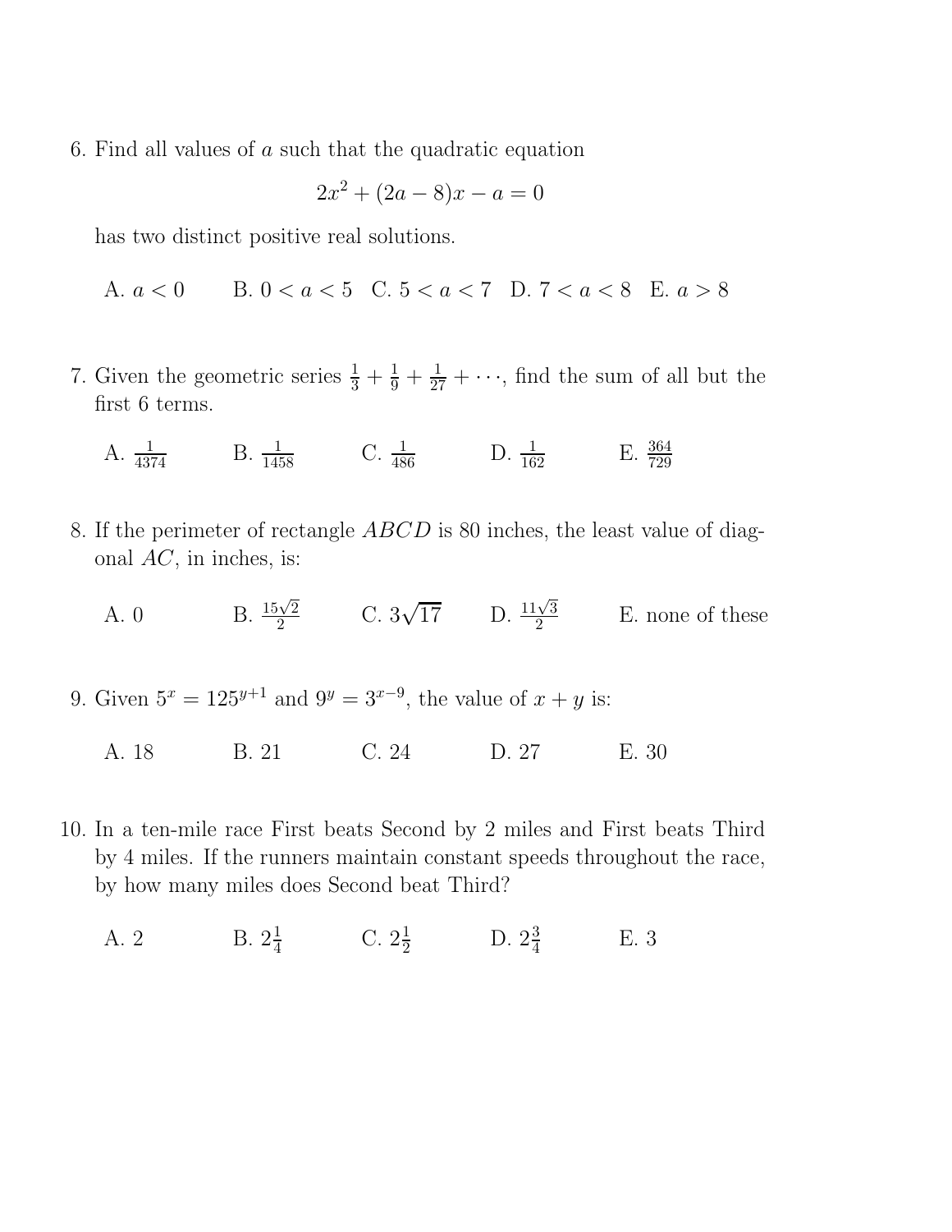6. Find all values of $a$ such that the quadratic equation

$$2x^2 + (2a - 8)x - a = 0$$

has two distinct positive real solutions.

A. $a < 0$ B. $0 < a < 5$ C. $5 < a < 7$ D. $7 < a < 8$ E. $a > 8$

7. Given the geometric series $\frac{1}{3} + \frac{1}{9} + \frac{1}{27} + \cdots$, find the sum of all but the first 6 terms.

A. $\frac{1}{4374}$ B. $\frac{1}{1458}$ C. $\frac{1}{486}$ D. $\frac{1}{162}$ E. $\frac{364}{729}$

8. If the perimeter of rectangle $ABCD$ is 80 inches, the least value of diagonal $AC$, in inches, is:

A. 0 B. $\frac{15\sqrt{2}}{2}$ C. $3\sqrt{17}$ D. $\frac{11\sqrt{3}}{2}$ E. none of these

9. Given $5^x = 125^{y+1}$ and $9^y = 3^{x-9}$, the value of $x + y$ is:

A. 18 B. 21 C. 24 D. 27 E. 30

10. In a ten-mile race First beats Second by 2 miles and First beats Third by 4 miles. If the runners maintain constant speeds throughout the race, by how many miles does Second beat Third?

A. 2 B. $2\frac{1}{4}$ C. $2\frac{1}{2}$ D. $2\frac{3}{4}$ E. 3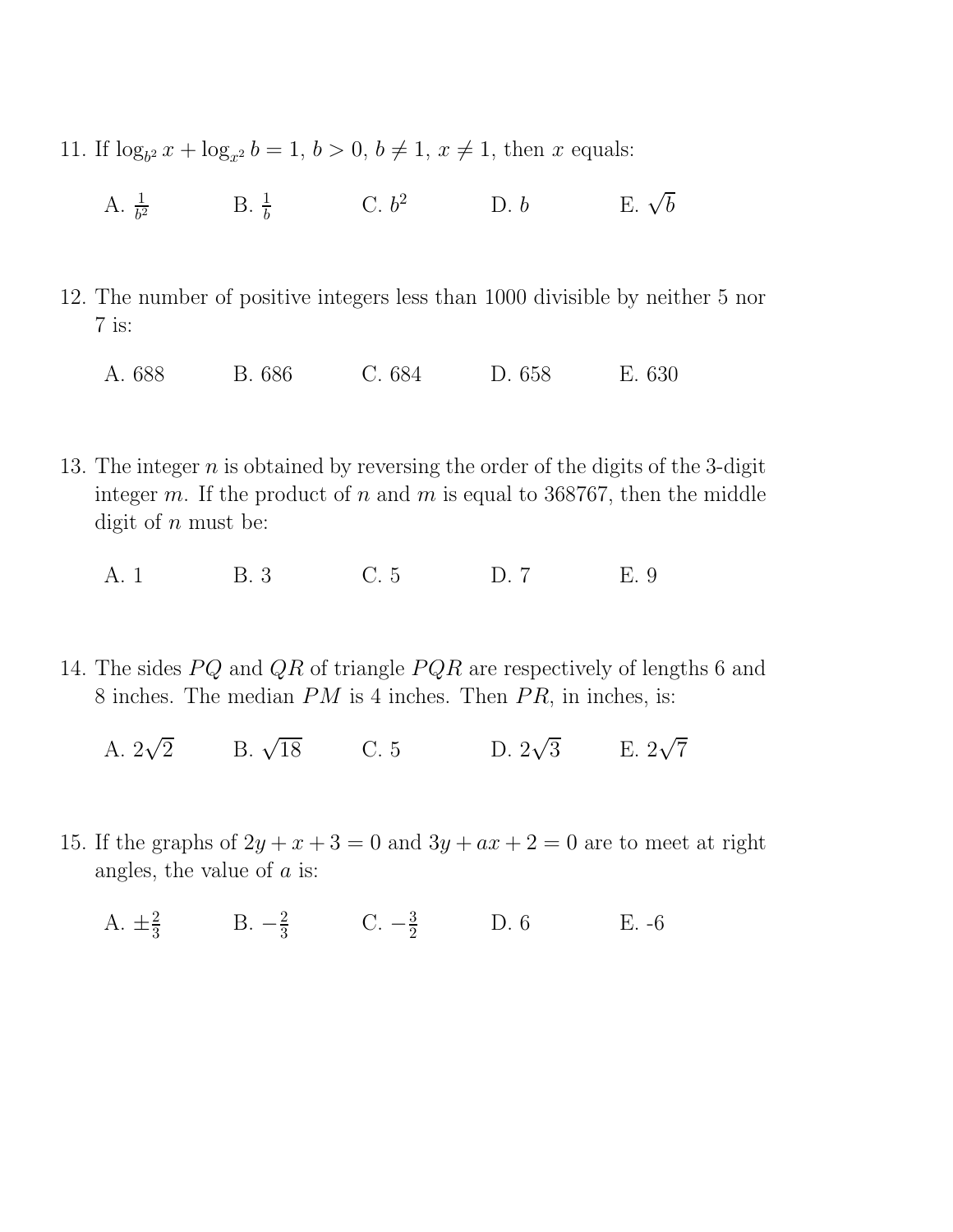11. If $\log_{b^2} x + \log_{x^2} b = 1$, $b > 0$, $b \neq 1$, $x \neq 1$, then $x$ equals:

    A. $\frac{1}{b^2}$ B. $\frac{1}{b}$ C. $b^2$ D. $b$ E. $\sqrt{b}$

12. The number of positive integers less than 1000 divisible by neither 5 nor 7 is:

    A. 688 B. 686 C. 684 D. 658 E. 630

13. The integer $n$ is obtained by reversing the order of the digits of the 3-digit integer $m$. If the product of $n$ and $m$ is equal to 368767, then the middle digit of $n$ must be:

    A. 1 B. 3 C. 5 D. 7 E. 9

14. The sides $PQ$ and $QR$ of triangle $PQR$ are respectively of lengths 6 and 8 inches. The median $PM$ is 4 inches. Then $PR$, in inches, is:

    A. $2\sqrt{2}$ B. $\sqrt{18}$ C. 5 D. $2\sqrt{3}$ E. $2\sqrt{7}$

15. If the graphs of $2y + x + 3 = 0$ and $3y + ax + 2 = 0$ are to meet at right angles, the value of $a$ is:

    A. $\pm\frac{2}{3}$ B. $-\frac{2}{3}$ C. $-\frac{3}{2}$ D. 6 E. -6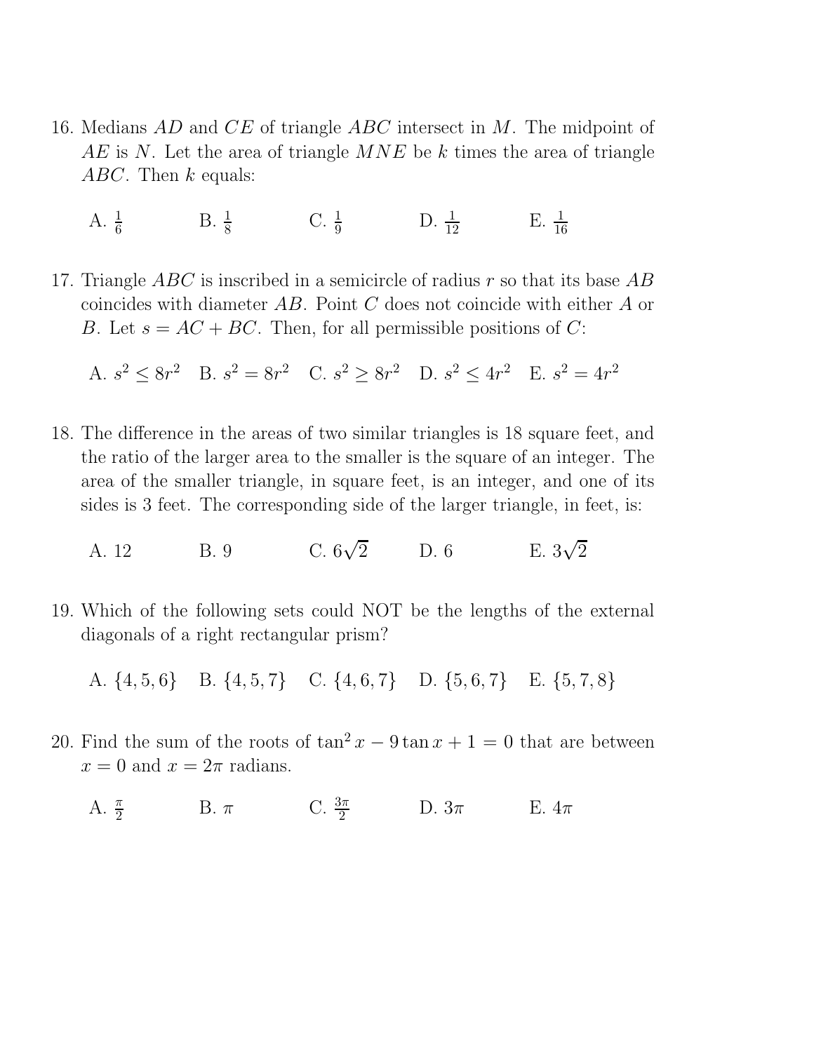16. Medians $AD$ and $CE$ of triangle $ABC$ intersect in $M$. The midpoint of $AE$ is $N$. Let the area of triangle $MNE$ be $k$ times the area of triangle $ABC$. Then $k$ equals:

    A. $\frac{1}{6}$ B. $\frac{1}{8}$ C. $\frac{1}{9}$ D. $\frac{1}{12}$ E. $\frac{1}{16}$

17. Triangle $ABC$ is inscribed in a semicircle of radius $r$ so that its base $AB$ coincides with diameter $AB$. Point $C$ does not coincide with either $A$ or $B$. Let $s = AC + BC$. Then, for all permissible positions of $C$:

    A. $s^2 \leq 8r^2$ B. $s^2 = 8r^2$ C. $s^2 \geq 8r^2$ D. $s^2 \leq 4r^2$ E. $s^2 = 4r^2$

18. The difference in the areas of two similar triangles is 18 square feet, and the ratio of the larger area to the smaller is the square of an integer. The area of the smaller triangle, in square feet, is an integer, and one of its sides is 3 feet. The corresponding side of the larger triangle, in feet, is:

    A. 12 B. 9 C. $6\sqrt{2}$ D. 6 E. $3\sqrt{2}$

19. Which of the following sets could NOT be the lengths of the external diagonals of a right rectangular prism?

    A. $\{4, 5, 6\}$ B. $\{4, 5, 7\}$ C. $\{4, 6, 7\}$ D. $\{5, 6, 7\}$ E. $\{5, 7, 8\}$

20. Find the sum of the roots of $\tan^2 x - 9\tan x + 1 = 0$ that are between $x = 0$ and $x = 2\pi$ radians.

    A. $\frac{\pi}{2}$ B. $\pi$ C. $\frac{3\pi}{2}$ D. $3\pi$ E. $4\pi$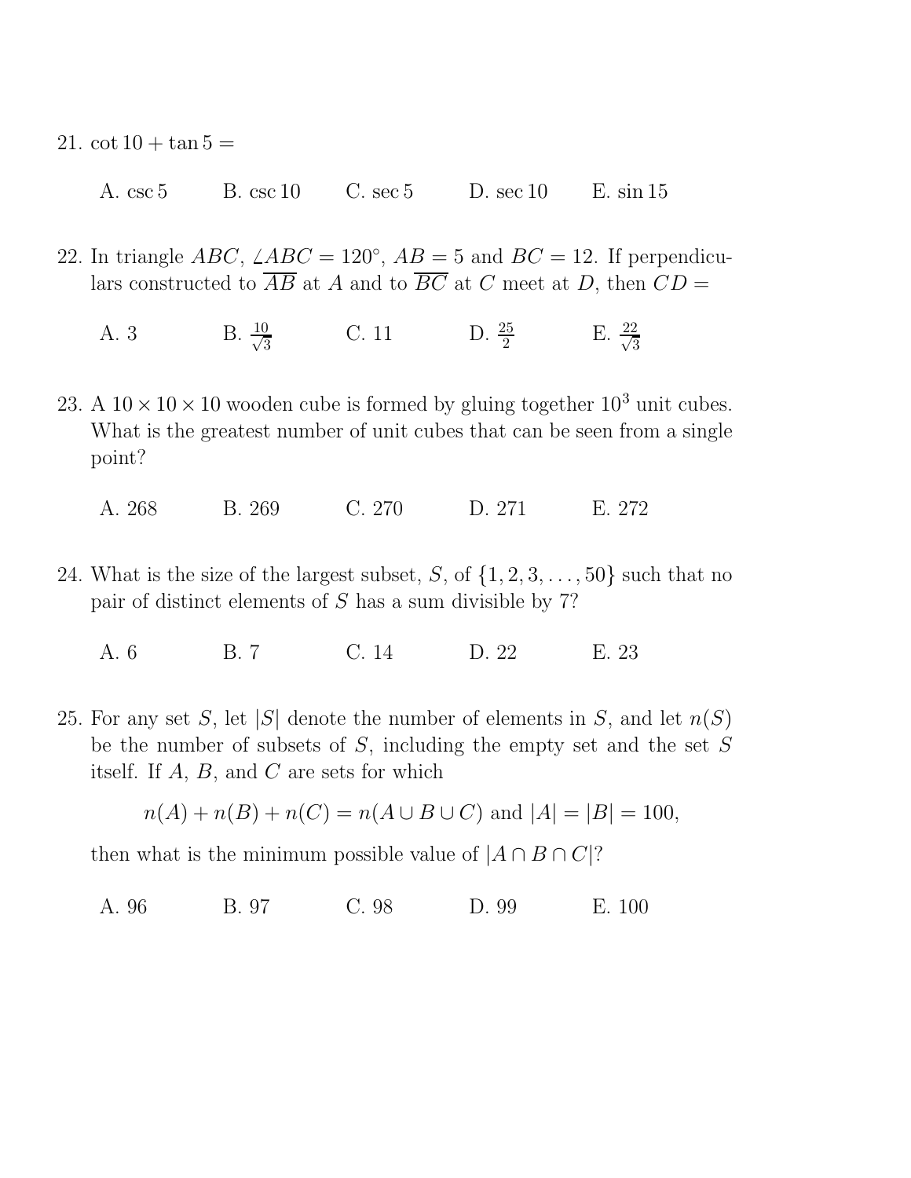21. $\cot 10 + \tan 5 =$

    A. $\csc 5$ B. $\csc 10$ C. $\sec 5$ D. $\sec 10$ E. $\sin 15$

22. In triangle $ABC$, $\angle ABC = 120^\circ$, $AB = 5$ and $BC = 12$. If perpendiculars constructed to $\overline{AB}$ at $A$ and to $\overline{BC}$ at $C$ meet at $D$, then $CD =$

    A. 3 B. $\frac{10}{\sqrt{3}}$ C. 11 D. $\frac{25}{2}$ E. $\frac{22}{\sqrt{3}}$

23. A $10 \times 10 \times 10$ wooden cube is formed by gluing together $10^3$ unit cubes. What is the greatest number of unit cubes that can be seen from a single point?

    A. 268 B. 269 C. 270 D. 271 E. 272

24. What is the size of the largest subset, $S$, of $\{1, 2, 3, \ldots, 50\}$ such that no pair of distinct elements of $S$ has a sum divisible by 7?

    A. 6 B. 7 C. 14 D. 22 E. 23

25. For any set $S$, let $|S|$ denote the number of elements in $S$, and let $n(S)$ be the number of subsets of $S$, including the empty set and the set $S$ itself. If $A$, $B$, and $C$ are sets for which

    $$n(A) + n(B) + n(C) = n(A \cup B \cup C) \text{ and } |A| = |B| = 100,$$

    then what is the minimum possible value of $|A \cap B \cap C|$?

    A. 96 B. 97 C. 98 D. 99 E. 100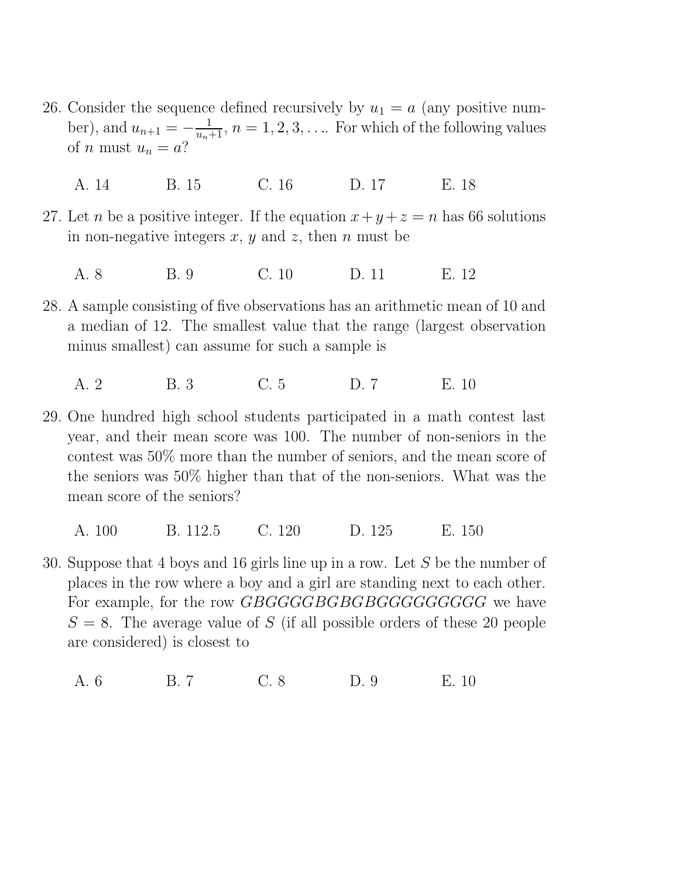26. Consider the sequence defined recursively by $u_1 = a$ (any positive number), and $u_{n+1} = -\frac{1}{u_n+1}$, $n = 1, 2, 3, \ldots$. For which of the following values of $n$ must $u_n = a$?

    A. 14 B. 15 C. 16 D. 17 E. 18

27. Let $n$ be a positive integer. If the equation $x + y + z = n$ has 66 solutions in non-negative integers $x$, $y$ and $z$, then $n$ must be

    A. 8 B. 9 C. 10 D. 11 E. 12

28. A sample consisting of five observations has an arithmetic mean of 10 and a median of 12. The smallest value that the range (largest observation minus smallest) can assume for such a sample is

    A. 2 B. 3 C. 5 D. 7 E. 10

29. One hundred high school students participated in a math contest last year, and their mean score was 100. The number of non-seniors in the contest was 50% more than the number of seniors, and the mean score of the seniors was 50% higher than that of the non-seniors. What was the mean score of the seniors?

    A. 100 B. 112.5 C. 120 D. 125 E. 150

30. Suppose that 4 boys and 16 girls line up in a row. Let $S$ be the number of places in the row where a boy and a girl are standing next to each other. For example, for the row $GBGGGGBGBGBGGGGGGGGG$ we have $S = 8$. The average value of $S$ (if all possible orders of these 20 people are considered) is closest to

    A. 6 B. 7 C. 8 D. 9 E. 10